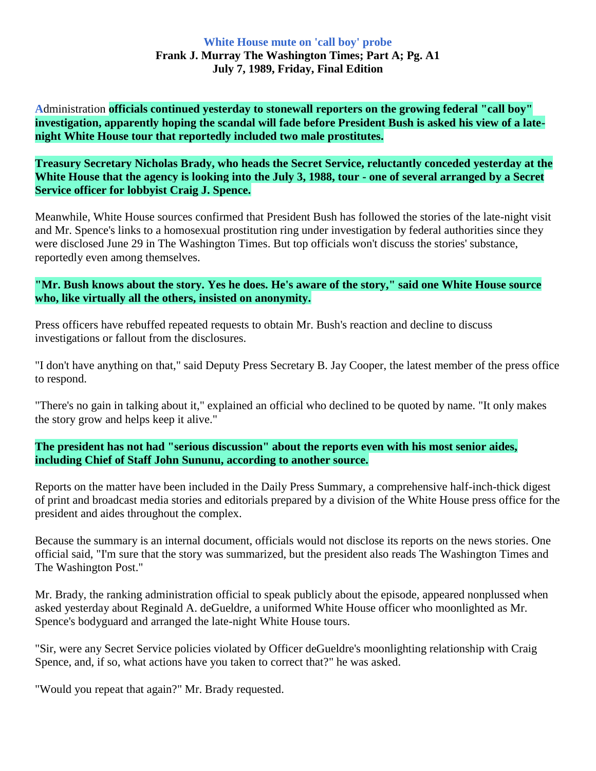# White House mute on 'call boy' probe

**Frank J. Murray The Washington Times; Part A; Pg. A1**
**July 7, 1989, Friday, Final Edition**

Administration **officials continued yesterday to stonewall reporters on the growing federal "call boy" investigation, apparently hoping the scandal will fade before President Bush is asked his view of a late-night White House tour that reportedly included two male prostitutes.**

**Treasury Secretary Nicholas Brady, who heads the Secret Service, reluctantly conceded yesterday at the White House that the agency is looking into the July 3, 1988, tour - one of several arranged by a Secret Service officer for lobbyist Craig J. Spence.**

Meanwhile, White House sources confirmed that President Bush has followed the stories of the late-night visit and Mr. Spence's links to a homosexual prostitution ring under investigation by federal authorities since they were disclosed June 29 in The Washington Times. But top officials won't discuss the stories' substance, reportedly even among themselves.

**"Mr. Bush knows about the story. Yes he does. He's aware of the story," said one White House source who, like virtually all the others, insisted on anonymity.**

Press officers have rebuffed repeated requests to obtain Mr. Bush's reaction and decline to discuss investigations or fallout from the disclosures.

"I don't have anything on that," said Deputy Press Secretary B. Jay Cooper, the latest member of the press office to respond.

"There's no gain in talking about it," explained an official who declined to be quoted by name. "It only makes the story grow and helps keep it alive."

**The president has not had "serious discussion" about the reports even with his most senior aides, including Chief of Staff John Sununu, according to another source.**

Reports on the matter have been included in the Daily Press Summary, a comprehensive half-inch-thick digest of print and broadcast media stories and editorials prepared by a division of the White House press office for the president and aides throughout the complex.

Because the summary is an internal document, officials would not disclose its reports on the news stories. One official said, "I'm sure that the story was summarized, but the president also reads The Washington Times and The Washington Post."

Mr. Brady, the ranking administration official to speak publicly about the episode, appeared nonplussed when asked yesterday about Reginald A. deGueldre, a uniformed White House officer who moonlighted as Mr. Spence's bodyguard and arranged the late-night White House tours.

"Sir, were any Secret Service policies violated by Officer deGueldre's moonlighting relationship with Craig Spence, and, if so, what actions have you taken to correct that?" he was asked.

"Would you repeat that again?" Mr. Brady requested.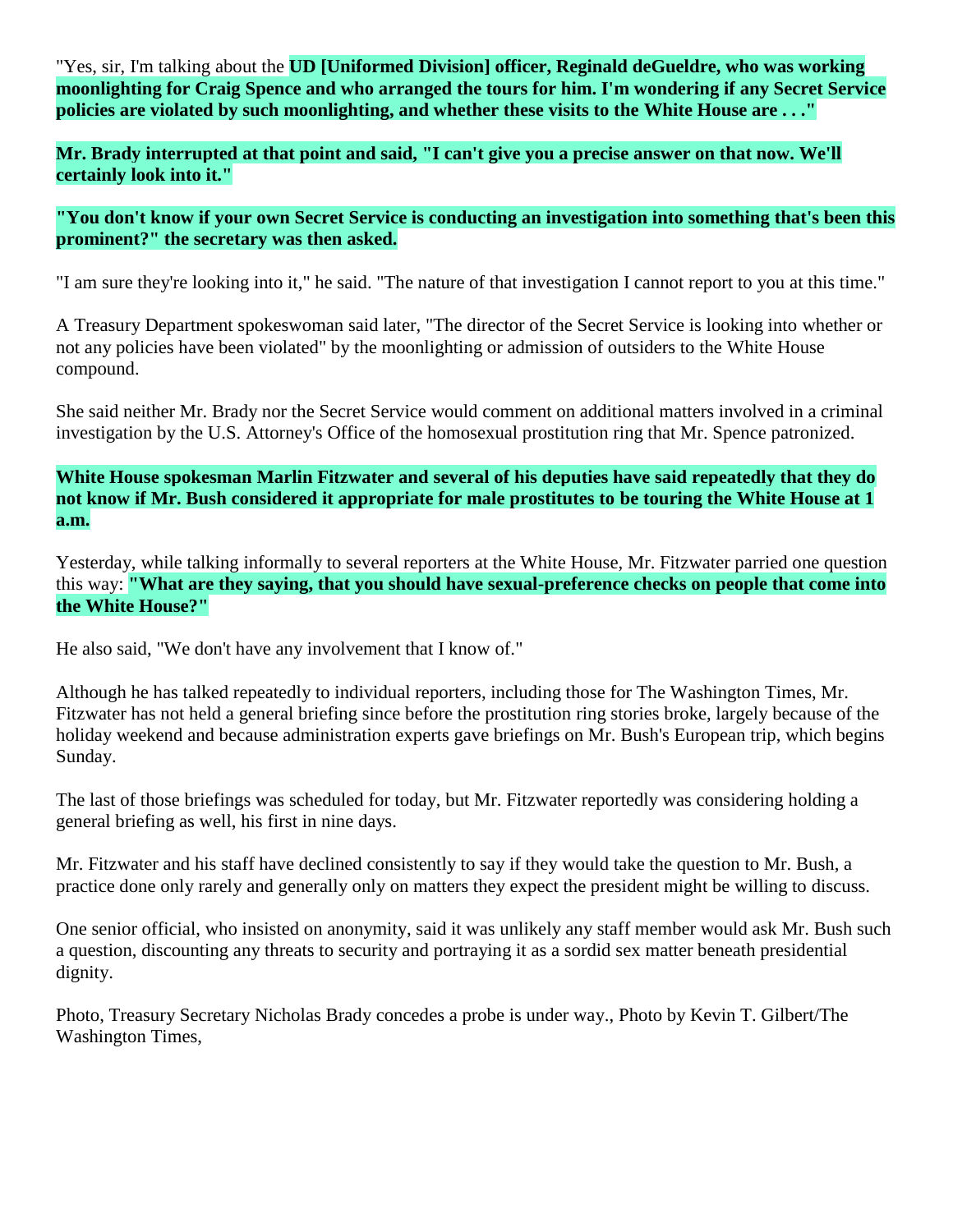"Yes, sir, I'm talking about the **UD [Uniformed Division] officer, Reginald deGueldre, who was working moonlighting for Craig Spence and who arranged the tours for him. I'm wondering if any Secret Service policies are violated by such moonlighting, and whether these visits to the White House are . . ."**

**Mr. Brady interrupted at that point and said, "I can't give you a precise answer on that now. We'll certainly look into it."**

**"You don't know if your own Secret Service is conducting an investigation into something that's been this prominent?" the secretary was then asked.**

"I am sure they're looking into it," he said. "The nature of that investigation I cannot report to you at this time."

A Treasury Department spokeswoman said later, "The director of the Secret Service is looking into whether or not any policies have been violated" by the moonlighting or admission of outsiders to the White House compound.

She said neither Mr. Brady nor the Secret Service would comment on additional matters involved in a criminal investigation by the U.S. Attorney's Office of the homosexual prostitution ring that Mr. Spence patronized.

**White House spokesman Marlin Fitzwater and several of his deputies have said repeatedly that they do not know if Mr. Bush considered it appropriate for male prostitutes to be touring the White House at 1 a.m.**

Yesterday, while talking informally to several reporters at the White House, Mr. Fitzwater parried one question this way: **"What are they saying, that you should have sexual-preference checks on people that come into the White House?"**

He also said, "We don't have any involvement that I know of."

Although he has talked repeatedly to individual reporters, including those for The Washington Times, Mr. Fitzwater has not held a general briefing since before the prostitution ring stories broke, largely because of the holiday weekend and because administration experts gave briefings on Mr. Bush's European trip, which begins Sunday.

The last of those briefings was scheduled for today, but Mr. Fitzwater reportedly was considering holding a general briefing as well, his first in nine days.

Mr. Fitzwater and his staff have declined consistently to say if they would take the question to Mr. Bush, a practice done only rarely and generally only on matters they expect the president might be willing to discuss.

One senior official, who insisted on anonymity, said it was unlikely any staff member would ask Mr. Bush such a question, discounting any threats to security and portraying it as a sordid sex matter beneath presidential dignity.

Photo, Treasury Secretary Nicholas Brady concedes a probe is under way., Photo by Kevin T. Gilbert/The Washington Times,